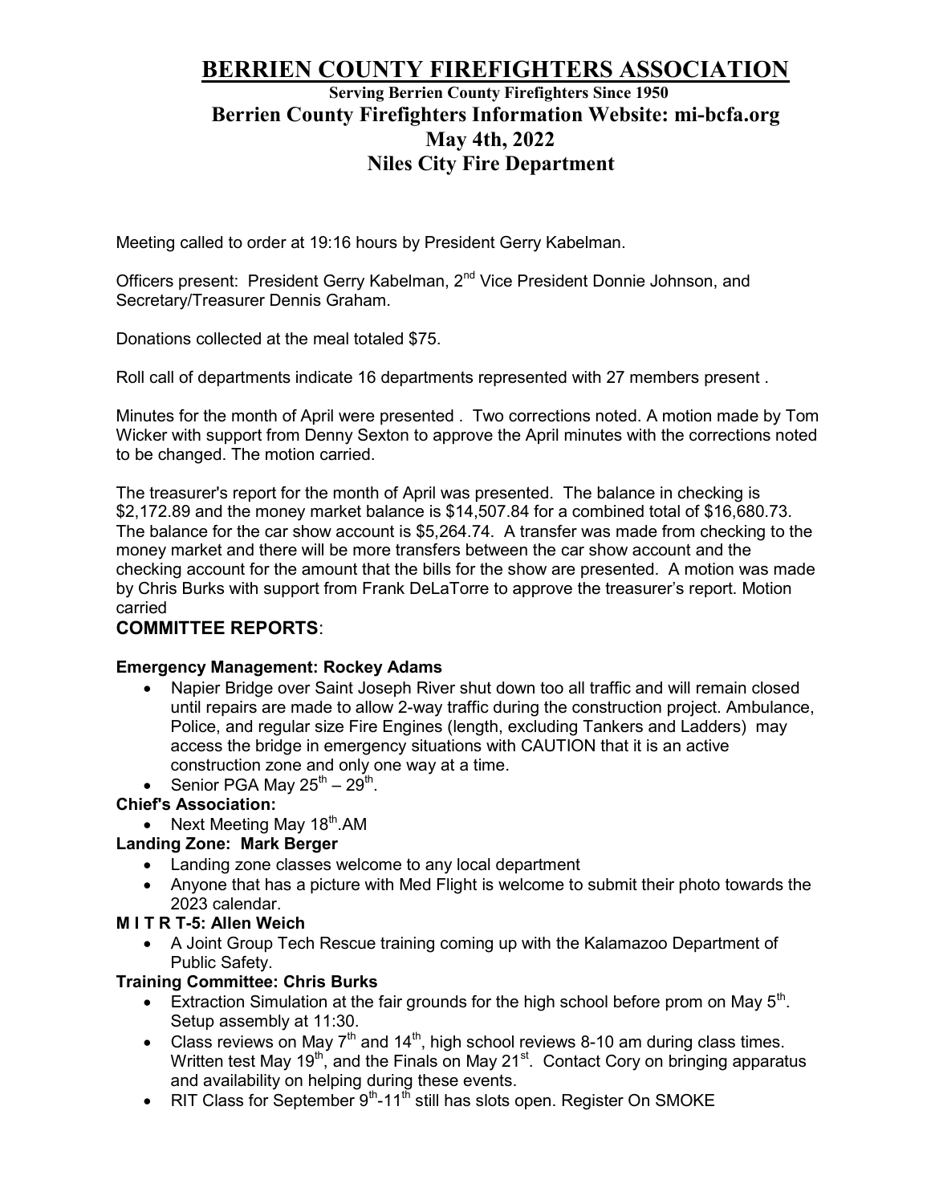# BERRIEN COUNTY FIREFIGHTERS ASSOCIATION

### Serving Berrien County Firefighters Since 1950

## Berrien County Firefighters Information Website: mi-bcfa.org

## May 4th, 2022

## Niles City Fire Department

Meeting called to order at 19:16 hours by President Gerry Kabelman.

Officers present: President Gerry Kabelman, 2nd Vice President Donnie Johnson, and Secretary/Treasurer Dennis Graham.

Donations collected at the meal totaled $75.

Roll call of departments indicate 16 departments represented with 27 members present .

Minutes for the month of April were presented . Two corrections noted. A motion made by Tom Wicker with support from Denny Sexton to approve the April minutes with the corrections noted to be changed. The motion carried.

The treasurer's report for the month of April was presented. The balance in checking is $2,172.89 and the money market balance is $14,507.84 for a combined total of $16,680.73. The balance for the car show account is $5,264.74. A transfer was made from checking to the money market and there will be more transfers between the car show account and the checking account for the amount that the bills for the show are presented. A motion was made by Chris Burks with support from Frank DeLaTorre to approve the treasurer's report. Motion carried

**COMMITTEE REPORTS**:

**Emergency Management: Rockey Adams**

- Napier Bridge over Saint Joseph River shut down too all traffic and will remain closed until repairs are made to allow 2-way traffic during the construction project. Ambulance, Police, and regular size Fire Engines (length, excluding Tankers and Ladders) may access the bridge in emergency situations with CAUTION that it is an active construction zone and only one way at a time.
- Senior PGA May 25th – 29th.

**Chief's Association:**

- Next Meeting May 18th.AM

**Landing Zone: Mark Berger**

- Landing zone classes welcome to any local department
- Anyone that has a picture with Med Flight is welcome to submit their photo towards the 2023 calendar.

**M I T R T-5: Allen Weich**

- A Joint Group Tech Rescue training coming up with the Kalamazoo Department of Public Safety.

**Training Committee: Chris Burks**

- Extraction Simulation at the fair grounds for the high school before prom on May 5th. Setup assembly at 11:30.
- Class reviews on May 7th and 14th, high school reviews 8-10 am during class times. Written test May 19th, and the Finals on May 21st. Contact Cory on bringing apparatus and availability on helping during these events.
- RIT Class for September 9th-11th still has slots open. Register On SMOKE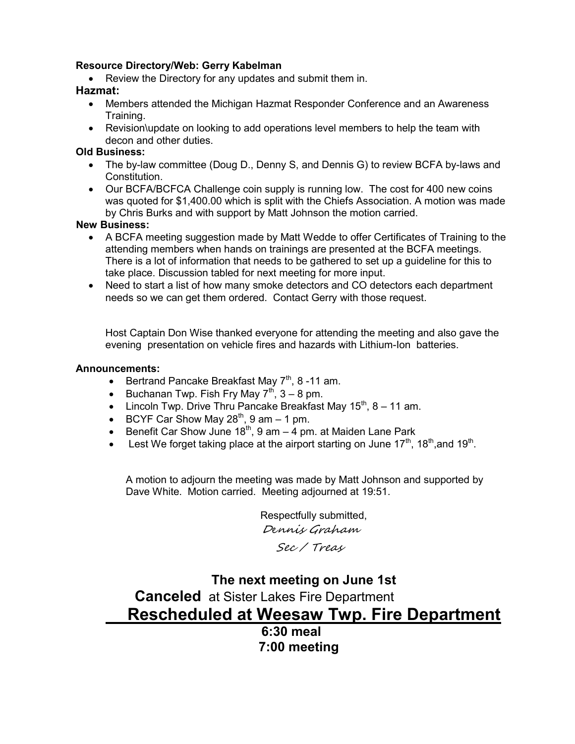**Resource Directory/Web: Gerry Kabelman**

- Review the Directory for any updates and submit them in.

**Hazmat:**

- Members attended the Michigan Hazmat Responder Conference and an Awareness Training.
- Revision\update on looking to add operations level members to help the team with decon and other duties.

**Old Business:**

- The by-law committee (Doug D., Denny S, and Dennis G) to review BCFA by-laws and Constitution.
- Our BCFA/BCFCA Challenge coin supply is running low. The cost for 400 new coins was quoted for $1,400.00 which is split with the Chiefs Association. A motion was made by Chris Burks and with support by Matt Johnson the motion carried.

**New Business:**

- A BCFA meeting suggestion made by Matt Wedde to offer Certificates of Training to the attending members when hands on trainings are presented at the BCFA meetings. There is a lot of information that needs to be gathered to set up a guideline for this to take place. Discussion tabled for next meeting for more input.
- Need to start a list of how many smoke detectors and CO detectors each department needs so we can get them ordered. Contact Gerry with those request.

Host Captain Don Wise thanked everyone for attending the meeting and also gave the evening presentation on vehicle fires and hazards with Lithium-Ion batteries.

**Announcements:**

- Bertrand Pancake Breakfast May 7th, 8 -11 am.
- Buchanan Twp. Fish Fry May 7th, 3 – 8 pm.
- Lincoln Twp. Drive Thru Pancake Breakfast May 15th, 8 – 11 am.
- BCYF Car Show May 28th, 9 am – 1 pm.
- Benefit Car Show June 18th, 9 am – 4 pm. at Maiden Lane Park
- Lest We forget taking place at the airport starting on June 17th, 18th, and 19th.

A motion to adjourn the meeting was made by Matt Johnson and supported by Dave White. Motion carried. Meeting adjourned at 19:51.

Respectfully submitted,
*Dennis Graham*
*Sec / Treas*

**The next meeting on June 1st**

**Canceled** at Sister Lakes Fire Department

**Rescheduled at Weesaw Twp. Fire Department**

**6:30 meal**

**7:00 meeting**